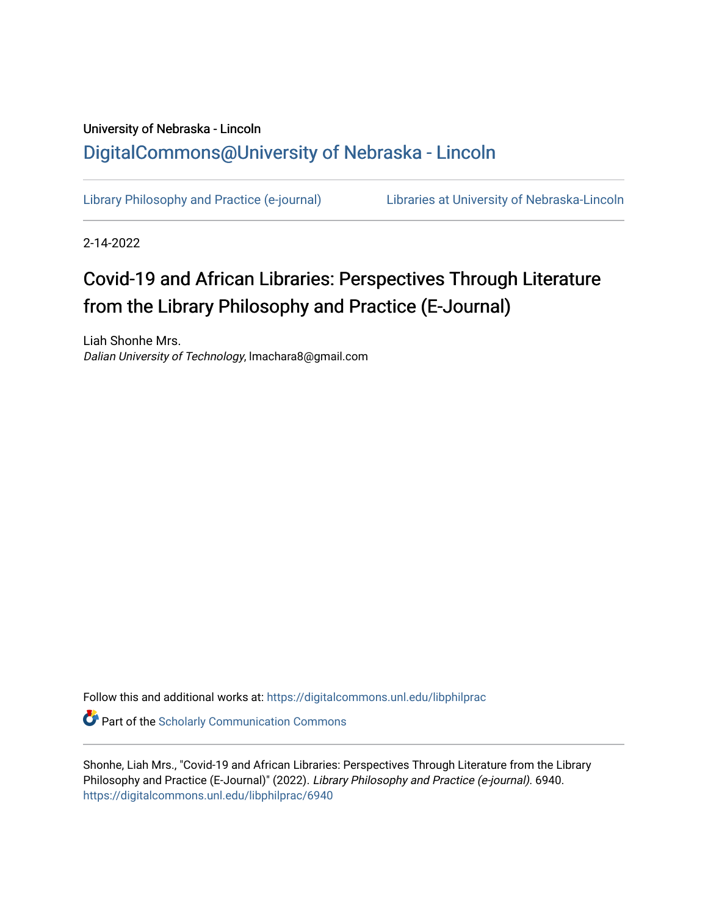University of Nebraska - Lincoln

## DigitalCommons@University of Nebraska - Lincoln

Library Philosophy and Practice (e-journal)

Libraries at University of Nebraska-Lincoln

2-14-2022

# Covid-19 and African Libraries: Perspectives Through Literature from the Library Philosophy and Practice (E-Journal)

Liah Shonhe Mrs.
*Dalian University of Technology*, lmachara8@gmail.com

Follow this and additional works at: https://digitalcommons.unl.edu/libphilprac

Part of the Scholarly Communication Commons

Shonhe, Liah Mrs., "Covid-19 and African Libraries: Perspectives Through Literature from the Library Philosophy and Practice (E-Journal)" (2022). *Library Philosophy and Practice (e-journal)*. 6940.
https://digitalcommons.unl.edu/libphilprac/6940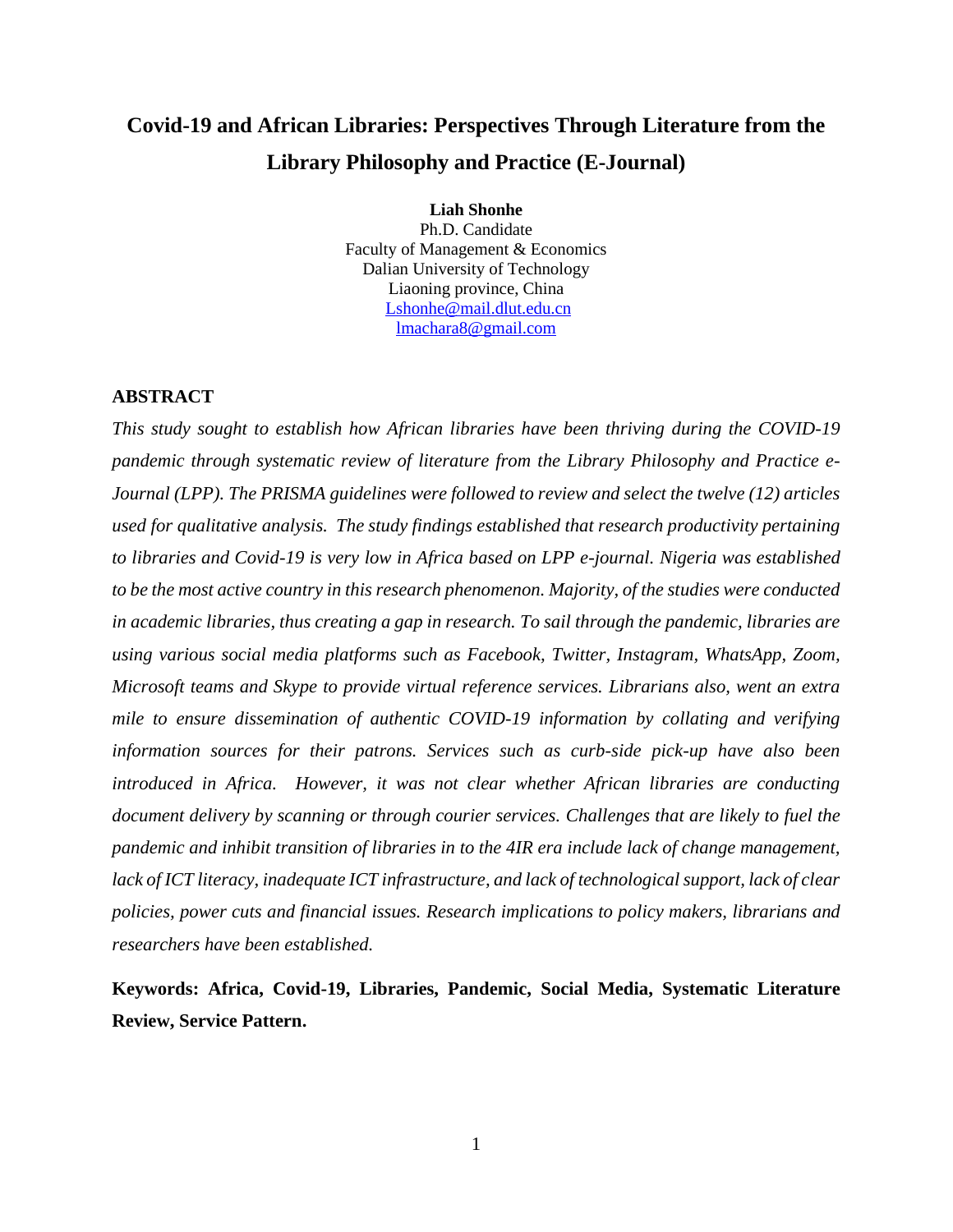# Covid-19 and African Libraries: Perspectives Through Literature from the Library Philosophy and Practice (E-Journal)

**Liah Shonhe**
Ph.D. Candidate
Faculty of Management & Economics
Dalian University of Technology
Liaoning province, China
Lshonhe@mail.dlut.edu.cn
lmachara8@gmail.com

## ABSTRACT

*This study sought to establish how African libraries have been thriving during the COVID-19 pandemic through systematic review of literature from the Library Philosophy and Practice e-Journal (LPP). The PRISMA guidelines were followed to review and select the twelve (12) articles used for qualitative analysis. The study findings established that research productivity pertaining to libraries and Covid-19 is very low in Africa based on LPP e-journal. Nigeria was established to be the most active country in this research phenomenon. Majority, of the studies were conducted in academic libraries, thus creating a gap in research. To sail through the pandemic, libraries are using various social media platforms such as Facebook, Twitter, Instagram, WhatsApp, Zoom, Microsoft teams and Skype to provide virtual reference services. Librarians also, went an extra mile to ensure dissemination of authentic COVID-19 information by collating and verifying information sources for their patrons. Services such as curb-side pick-up have also been introduced in Africa. However, it was not clear whether African libraries are conducting document delivery by scanning or through courier services. Challenges that are likely to fuel the pandemic and inhibit transition of libraries in to the 4IR era include lack of change management, lack of ICT literacy, inadequate ICT infrastructure, and lack of technological support, lack of clear policies, power cuts and financial issues. Research implications to policy makers, librarians and researchers have been established.*

**Keywords: Africa, Covid-19, Libraries, Pandemic, Social Media, Systematic Literature Review, Service Pattern.**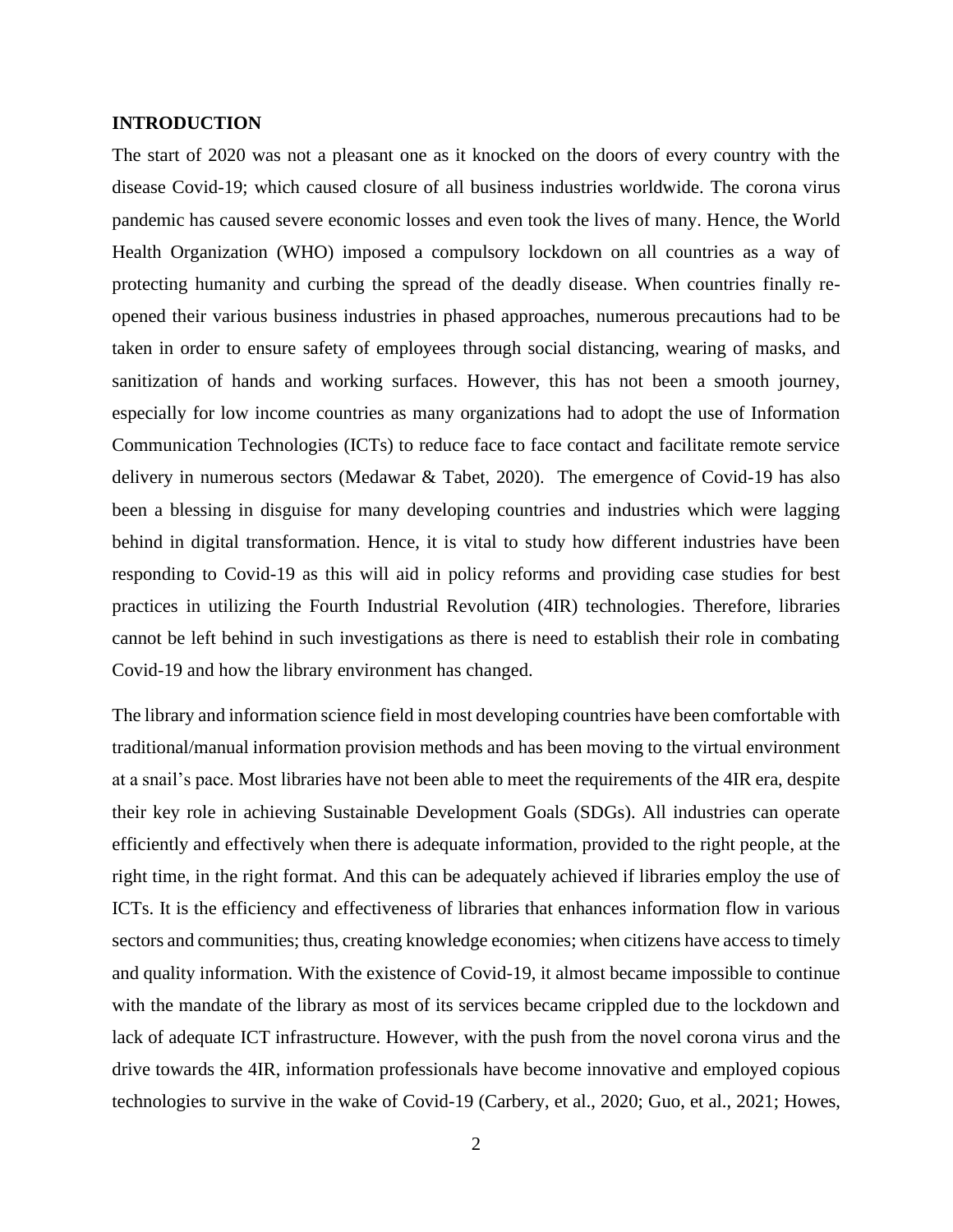## INTRODUCTION

The start of 2020 was not a pleasant one as it knocked on the doors of every country with the disease Covid-19; which caused closure of all business industries worldwide. The corona virus pandemic has caused severe economic losses and even took the lives of many. Hence, the World Health Organization (WHO) imposed a compulsory lockdown on all countries as a way of protecting humanity and curbing the spread of the deadly disease. When countries finally re-opened their various business industries in phased approaches, numerous precautions had to be taken in order to ensure safety of employees through social distancing, wearing of masks, and sanitization of hands and working surfaces. However, this has not been a smooth journey, especially for low income countries as many organizations had to adopt the use of Information Communication Technologies (ICTs) to reduce face to face contact and facilitate remote service delivery in numerous sectors (Medawar & Tabet, 2020). The emergence of Covid-19 has also been a blessing in disguise for many developing countries and industries which were lagging behind in digital transformation. Hence, it is vital to study how different industries have been responding to Covid-19 as this will aid in policy reforms and providing case studies for best practices in utilizing the Fourth Industrial Revolution (4IR) technologies. Therefore, libraries cannot be left behind in such investigations as there is need to establish their role in combating Covid-19 and how the library environment has changed.

The library and information science field in most developing countries have been comfortable with traditional/manual information provision methods and has been moving to the virtual environment at a snail's pace. Most libraries have not been able to meet the requirements of the 4IR era, despite their key role in achieving Sustainable Development Goals (SDGs). All industries can operate efficiently and effectively when there is adequate information, provided to the right people, at the right time, in the right format. And this can be adequately achieved if libraries employ the use of ICTs. It is the efficiency and effectiveness of libraries that enhances information flow in various sectors and communities; thus, creating knowledge economies; when citizens have access to timely and quality information. With the existence of Covid-19, it almost became impossible to continue with the mandate of the library as most of its services became crippled due to the lockdown and lack of adequate ICT infrastructure. However, with the push from the novel corona virus and the drive towards the 4IR, information professionals have become innovative and employed copious technologies to survive in the wake of Covid-19 (Carbery, et al., 2020; Guo, et al., 2021; Howes,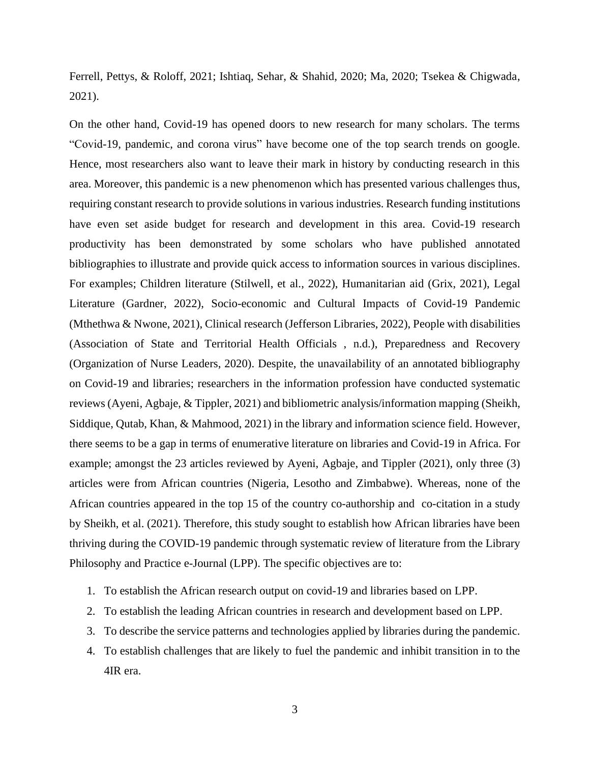Ferrell, Pettys, & Roloff, 2021; Ishtiaq, Sehar, & Shahid, 2020; Ma, 2020; Tsekea & Chigwada, 2021).

On the other hand, Covid-19 has opened doors to new research for many scholars. The terms "Covid-19, pandemic, and corona virus" have become one of the top search trends on google. Hence, most researchers also want to leave their mark in history by conducting research in this area. Moreover, this pandemic is a new phenomenon which has presented various challenges thus, requiring constant research to provide solutions in various industries. Research funding institutions have even set aside budget for research and development in this area. Covid-19 research productivity has been demonstrated by some scholars who have published annotated bibliographies to illustrate and provide quick access to information sources in various disciplines. For examples; Children literature (Stilwell, et al., 2022), Humanitarian aid (Grix, 2021), Legal Literature (Gardner, 2022), Socio-economic and Cultural Impacts of Covid-19 Pandemic (Mthethwa & Nwone, 2021), Clinical research (Jefferson Libraries, 2022), People with disabilities (Association of State and Territorial Health Officials , n.d.), Preparedness and Recovery (Organization of Nurse Leaders, 2020). Despite, the unavailability of an annotated bibliography on Covid-19 and libraries; researchers in the information profession have conducted systematic reviews (Ayeni, Agbaje, & Tippler, 2021) and bibliometric analysis/information mapping (Sheikh, Siddique, Qutab, Khan, & Mahmood, 2021) in the library and information science field. However, there seems to be a gap in terms of enumerative literature on libraries and Covid-19 in Africa. For example; amongst the 23 articles reviewed by Ayeni, Agbaje, and Tippler (2021), only three (3) articles were from African countries (Nigeria, Lesotho and Zimbabwe). Whereas, none of the African countries appeared in the top 15 of the country co-authorship and co-citation in a study by Sheikh, et al. (2021). Therefore, this study sought to establish how African libraries have been thriving during the COVID-19 pandemic through systematic review of literature from the Library Philosophy and Practice e-Journal (LPP). The specific objectives are to:

1. To establish the African research output on covid-19 and libraries based on LPP.
2. To establish the leading African countries in research and development based on LPP.
3. To describe the service patterns and technologies applied by libraries during the pandemic.
4. To establish challenges that are likely to fuel the pandemic and inhibit transition in to the 4IR era.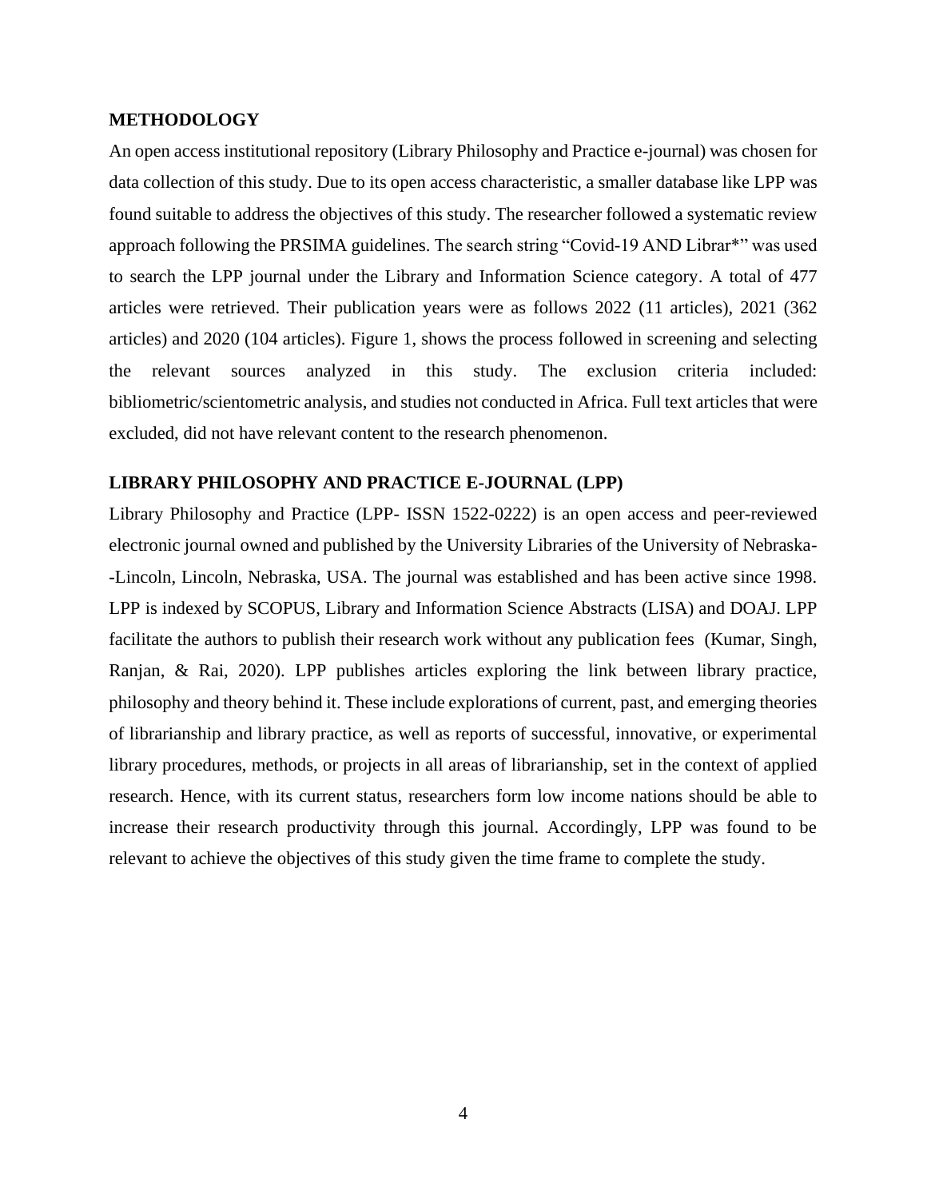## METHODOLOGY

An open access institutional repository (Library Philosophy and Practice e-journal) was chosen for data collection of this study. Due to its open access characteristic, a smaller database like LPP was found suitable to address the objectives of this study. The researcher followed a systematic review approach following the PRSIMA guidelines. The search string "Covid-19 AND Librar*" was used to search the LPP journal under the Library and Information Science category. A total of 477 articles were retrieved. Their publication years were as follows 2022 (11 articles), 2021 (362 articles) and 2020 (104 articles). Figure 1, shows the process followed in screening and selecting the relevant sources analyzed in this study. The exclusion criteria included: bibliometric/scientometric analysis, and studies not conducted in Africa. Full text articles that were excluded, did not have relevant content to the research phenomenon.

## LIBRARY PHILOSOPHY AND PRACTICE E-JOURNAL (LPP)

Library Philosophy and Practice (LPP- ISSN 1522-0222) is an open access and peer-reviewed electronic journal owned and published by the University Libraries of the University of Nebraska--Lincoln, Lincoln, Nebraska, USA. The journal was established and has been active since 1998. LPP is indexed by SCOPUS, Library and Information Science Abstracts (LISA) and DOAJ. LPP facilitate the authors to publish their research work without any publication fees (Kumar, Singh, Ranjan, & Rai, 2020). LPP publishes articles exploring the link between library practice, philosophy and theory behind it. These include explorations of current, past, and emerging theories of librarianship and library practice, as well as reports of successful, innovative, or experimental library procedures, methods, or projects in all areas of librarianship, set in the context of applied research. Hence, with its current status, researchers form low income nations should be able to increase their research productivity through this journal. Accordingly, LPP was found to be relevant to achieve the objectives of this study given the time frame to complete the study.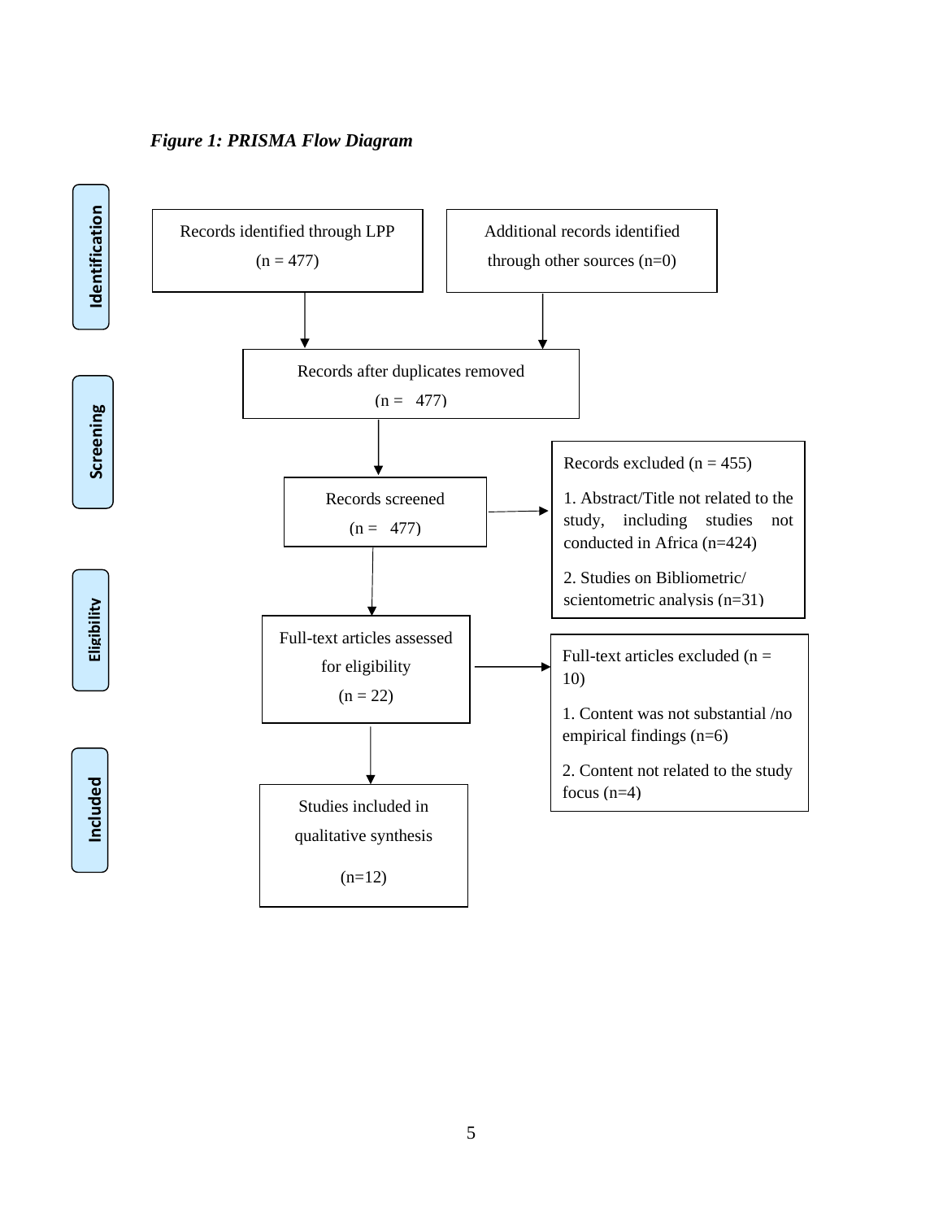*Figure 1: PRISMA Flow Diagram*

Identification

Records identified through LPP
(n = 477)

Additional records identified through other sources (n=0)

Screening

Records after duplicates removed
(n = 477)

Records screened
(n = 477)

Records excluded (n = 455)

1. Abstract/Title not related to the study, including studies not conducted in Africa (n=424)

2. Studies on Bibliometric/ scientometric analysis (n=31)

Eligibility

Full-text articles assessed for eligibility
(n = 22)

Full-text articles excluded (n = 10)

1. Content was not substantial /no empirical findings (n=6)

2. Content not related to the study focus (n=4)

Included

Studies included in qualitative synthesis
(n=12)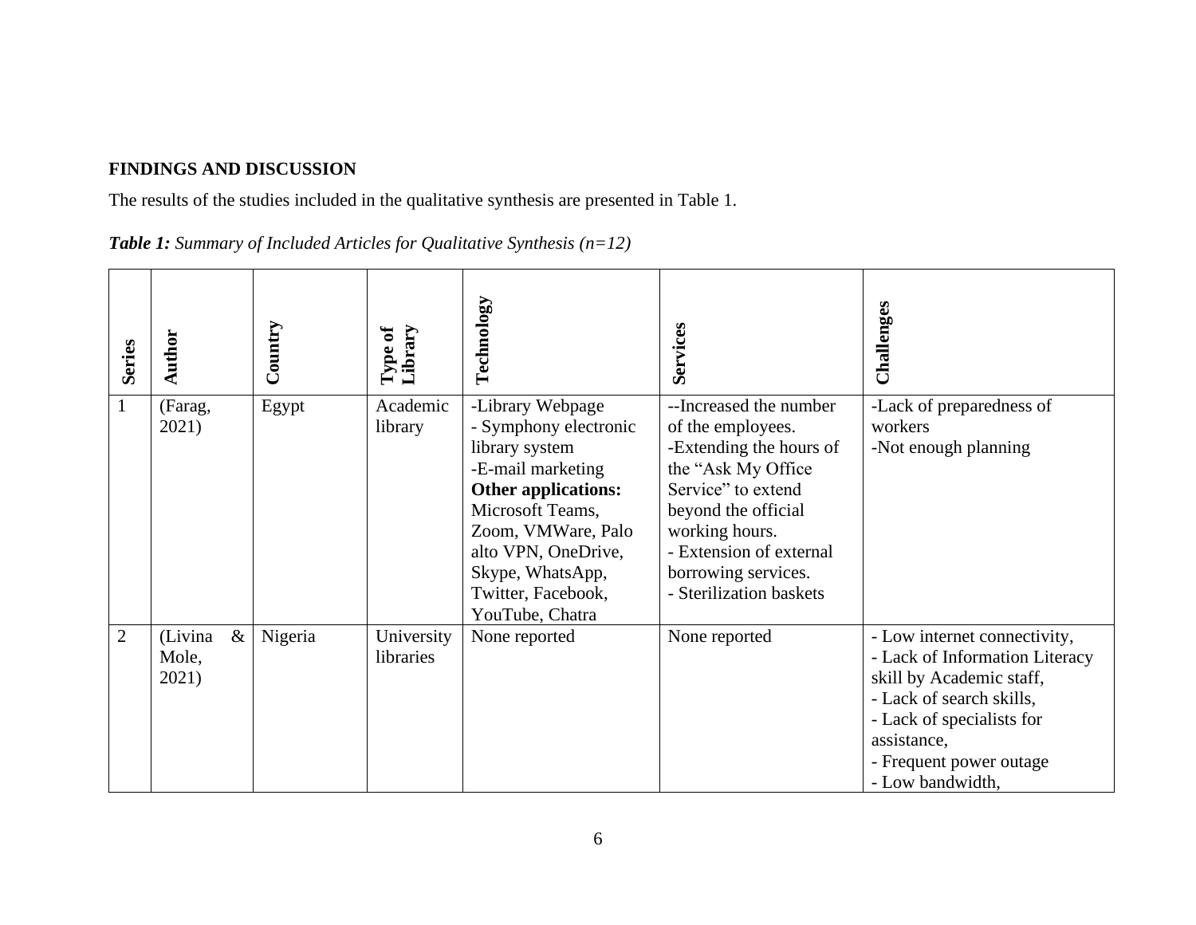**FINDINGS AND DISCUSSION**

The results of the studies included in the qualitative synthesis are presented in Table 1.

***Table 1:** Summary of Included Articles for Qualitative Synthesis (n=12)*

| Series | Author | Country | Type of Library | Technology | Services | Challenges |
|---|---|---|---|---|---|---|
| 1 | (Farag, 2021) | Egypt | Academic library | -Library Webpage<br>- Symphony electronic library system<br>-E-mail marketing<br>**Other applications:** Microsoft Teams, Zoom, VMWare, Palo alto VPN, OneDrive, Skype, WhatsApp, Twitter, Facebook, YouTube, Chatra | --Increased the number of the employees.<br>-Extending the hours of the "Ask My Office Service" to extend beyond the official working hours.<br>- Extension of external borrowing services.<br>- Sterilization baskets | -Lack of preparedness of workers<br>-Not enough planning |
| 2 | (Livina & Mole, 2021) | Nigeria | University libraries | None reported | None reported | - Low internet connectivity,<br>- Lack of Information Literacy skill by Academic staff,<br>- Lack of search skills,<br>- Lack of specialists for assistance,<br>- Frequent power outage<br>- Low bandwidth, |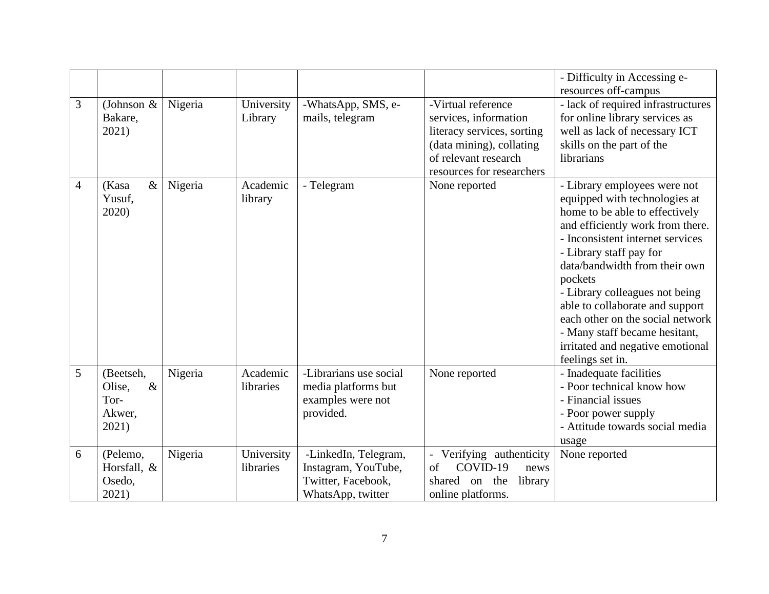| | | | | | | |
|---|---|---|---|---|---|---|
| | | | | | | - Difficulty in Accessing e-resources off-campus |
| 3 | (Johnson & Bakare, 2021) | Nigeria | University Library | -WhatsApp, SMS, e-mails, telegram | -Virtual reference services, information literacy services, sorting (data mining), collating of relevant research resources for researchers | - lack of required infrastructures for online library services as well as lack of necessary ICT skills on the part of the librarians |
| 4 | (Kasa & Yusuf, 2020) | Nigeria | Academic library | - Telegram | None reported | - Library employees were not equipped with technologies at home to be able to effectively and efficiently work from there.<br>- Inconsistent internet services<br>- Library staff pay for data/bandwidth from their own pockets<br>- Library colleagues not being able to collaborate and support each other on the social network<br>- Many staff became hesitant, irritated and negative emotional feelings set in. |
| 5 | (Beetseh, Olise, & Tor-Akwer, 2021) | Nigeria | Academic libraries | -Librarians use social media platforms but examples were not provided. | None reported | - Inadequate facilities<br>- Poor technical know how<br>- Financial issues<br>- Poor power supply<br>- Attitude towards social media usage |
| 6 | (Pelemo, Horsfall, & Osedo, 2021) | Nigeria | University libraries | -LinkedIn, Telegram, Instagram, YouTube, Twitter, Facebook, WhatsApp, twitter | - Verifying authenticity of COVID-19 news shared on the library online platforms. | None reported |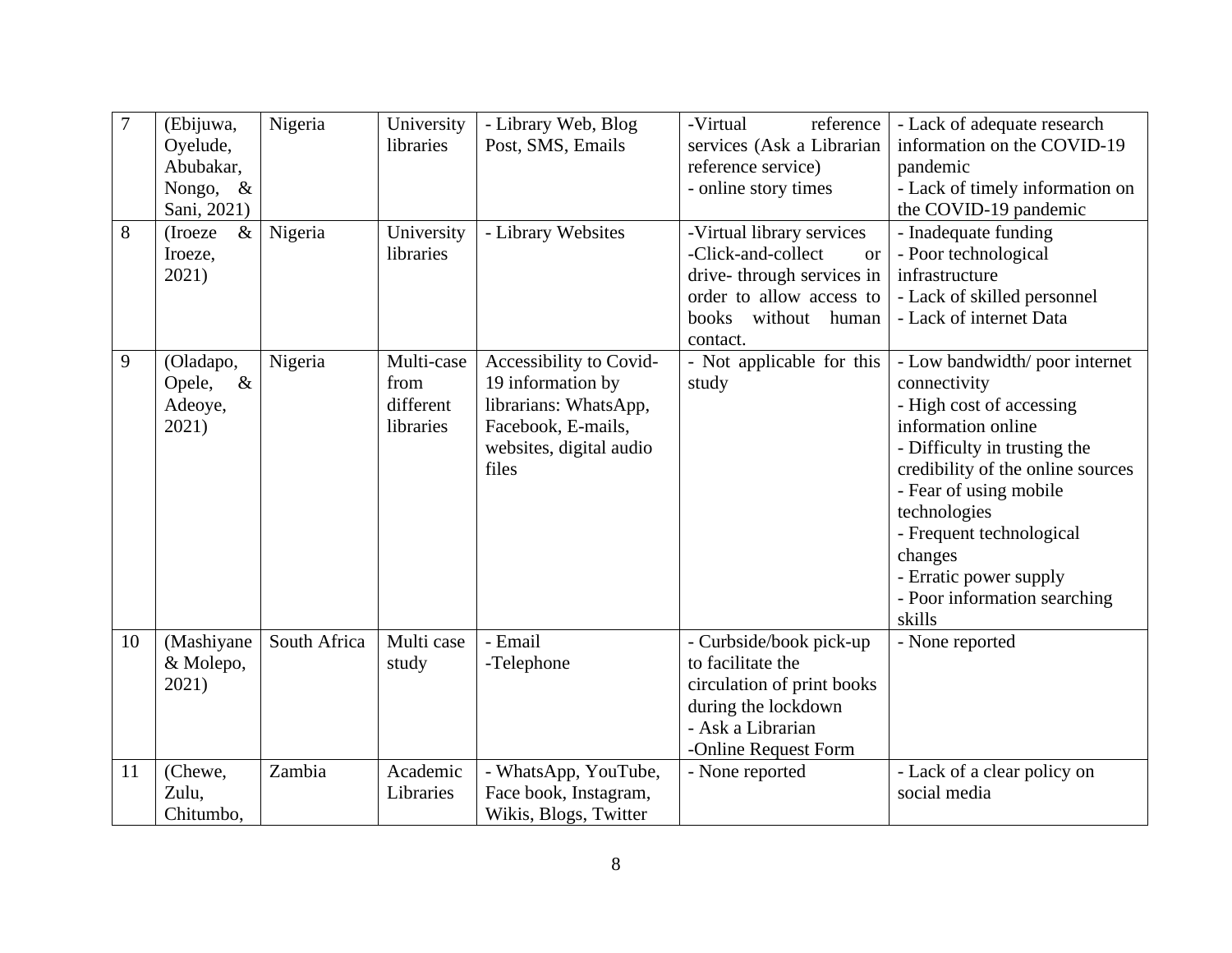| | | | | | | |
|---|---|---|---|---|---|---|
| 7 | (Ebijuwa, Oyelude, Abubakar, Nongo, & Sani, 2021) | Nigeria | University libraries | - Library Web, Blog Post, SMS, Emails | -Virtual reference services (Ask a Librarian reference service)<br>- online story times | - Lack of adequate research information on the COVID-19 pandemic<br>- Lack of timely information on the COVID-19 pandemic |
| 8 | (Iroeze & Iroeze, 2021) | Nigeria | University libraries | - Library Websites | -Virtual library services<br>-Click-and-collect or drive- through services in order to allow access to books without human contact. | - Inadequate funding<br>- Poor technological infrastructure<br>- Lack of skilled personnel<br>- Lack of internet Data |
| 9 | (Oladapo, Opele, & Adeoye, 2021) | Nigeria | Multi-case from different libraries | Accessibility to Covid-19 information by librarians: WhatsApp, Facebook, E-mails, websites, digital audio files | - Not applicable for this study | - Low bandwidth/ poor internet connectivity<br>- High cost of accessing information online<br>- Difficulty in trusting the credibility of the online sources<br>- Fear of using mobile technologies<br>- Frequent technological changes<br>- Erratic power supply<br>- Poor information searching skills |
| 10 | (Mashiyane & Molepo, 2021) | South Africa | Multi case study | - Email<br>-Telephone | - Curbside/book pick-up to facilitate the circulation of print books during the lockdown<br>- Ask a Librarian<br>-Online Request Form | - None reported |
| 11 | (Chewe, Zulu, Chitumbo, | Zambia | Academic Libraries | - WhatsApp, YouTube, Face book, Instagram, Wikis, Blogs, Twitter | - None reported | - Lack of a clear policy on social media |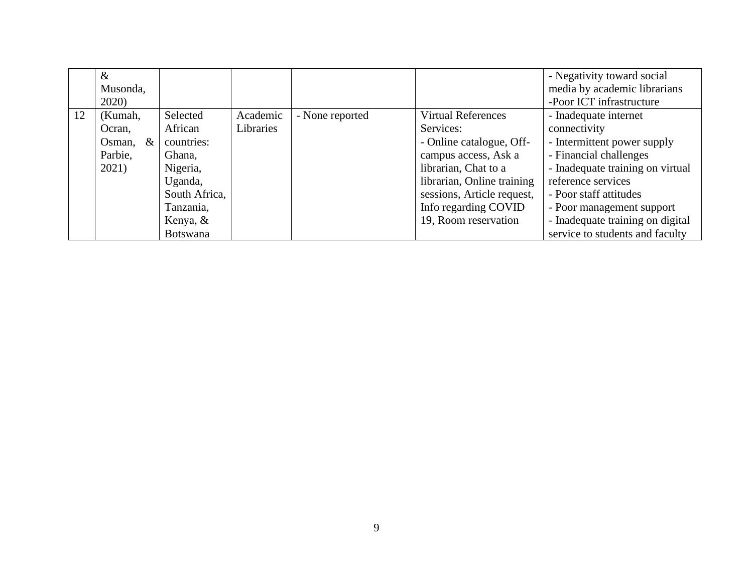| | | | | | | |
|---|---|---|---|---|---|---|
| | & Musonda, 2020) | | | | | - Negativity toward social media by academic librarians<br>-Poor ICT infrastructure |
| 12 | (Kumah, Ocran, Osman, & Parbie, 2021) | Selected African countries: Ghana, Nigeria, Uganda, South Africa, Tanzania, Kenya, & Botswana | Academic Libraries | - None reported | Virtual References Services:<br>- Online catalogue, Off-campus access, Ask a librarian, Chat to a librarian, Online training sessions, Article request, Info regarding COVID 19, Room reservation | - Inadequate internet connectivity<br>- Intermittent power supply<br>- Financial challenges<br>- Inadequate training on virtual reference services<br>- Poor staff attitudes<br>- Poor management support<br>- Inadequate training on digital service to students and faculty |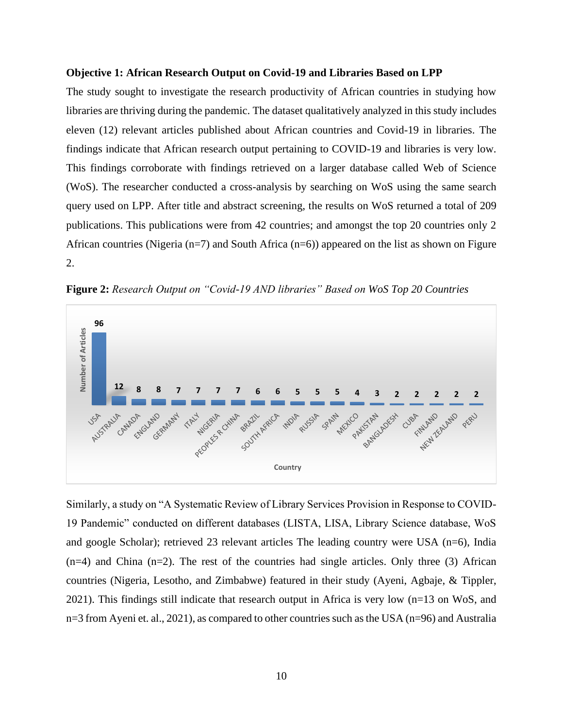**Objective 1: African Research Output on Covid-19 and Libraries Based on LPP**

The study sought to investigate the research productivity of African countries in studying how libraries are thriving during the pandemic. The dataset qualitatively analyzed in this study includes eleven (12) relevant articles published about African countries and Covid-19 in libraries. The findings indicate that African research output pertaining to COVID-19 and libraries is very low. This findings corroborate with findings retrieved on a larger database called Web of Science (WoS). The researcher conducted a cross-analysis by searching on WoS using the same search query used on LPP. After title and abstract screening, the results on WoS returned a total of 209 publications. This publications were from 42 countries; and amongst the top 20 countries only 2 African countries (Nigeria (n=7) and South Africa (n=6)) appeared on the list as shown on Figure 2.

**Figure 2:** *Research Output on "Covid-19 AND libraries" Based on WoS Top 20 Countries*

Number of Articles

96, 12, 8, 8, 7, 7, 7, 7, 6, 6, 5, 5, 5, 4, 3, 2, 2, 2, 2, 2

USA, AUSTRALIA, CANADA, ENGLAND, GERMANY, ITALY, NIGERIA, PEOPLES R CHINA, BRAZIL, SOUTH AFRICA, INDIA, RUSSIA, SPAIN, MEXICO, PAKISTAN, BANGLADESH, CUBA, FINLAND, NEW ZEALAND, PERU

Country

Similarly, a study on "A Systematic Review of Library Services Provision in Response to COVID-19 Pandemic" conducted on different databases (LISTA, LISA, Library Science database, WoS and google Scholar); retrieved 23 relevant articles The leading country were USA (n=6), India (n=4) and China (n=2). The rest of the countries had single articles. Only three (3) African countries (Nigeria, Lesotho, and Zimbabwe) featured in their study (Ayeni, Agbaje, & Tippler, 2021). This findings still indicate that research output in Africa is very low (n=13 on WoS, and n=3 from Ayeni et. al., 2021), as compared to other countries such as the USA (n=96) and Australia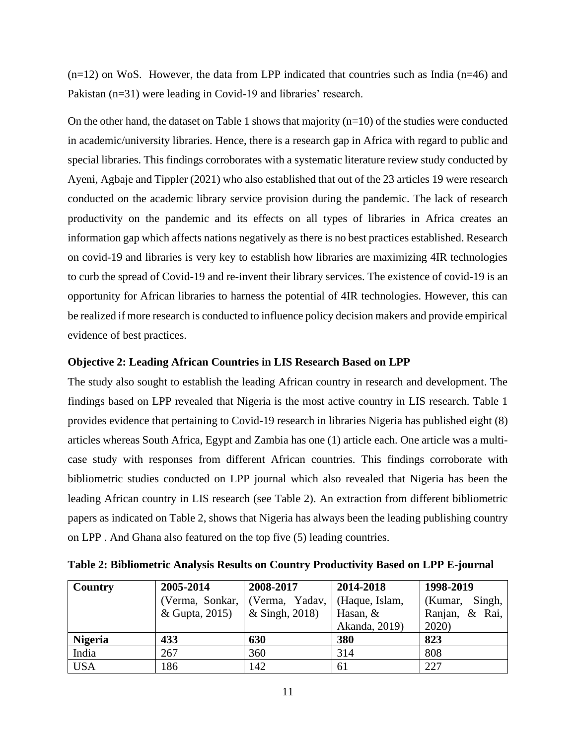(n=12) on WoS. However, the data from LPP indicated that countries such as India (n=46) and Pakistan (n=31) were leading in Covid-19 and libraries' research.

On the other hand, the dataset on Table 1 shows that majority (n=10) of the studies were conducted in academic/university libraries. Hence, there is a research gap in Africa with regard to public and special libraries. This findings corroborates with a systematic literature review study conducted by Ayeni, Agbaje and Tippler (2021) who also established that out of the 23 articles 19 were research conducted on the academic library service provision during the pandemic. The lack of research productivity on the pandemic and its effects on all types of libraries in Africa creates an information gap which affects nations negatively as there is no best practices established. Research on covid-19 and libraries is very key to establish how libraries are maximizing 4IR technologies to curb the spread of Covid-19 and re-invent their library services. The existence of covid-19 is an opportunity for African libraries to harness the potential of 4IR technologies. However, this can be realized if more research is conducted to influence policy decision makers and provide empirical evidence of best practices.

**Objective 2: Leading African Countries in LIS Research Based on LPP**

The study also sought to establish the leading African country in research and development. The findings based on LPP revealed that Nigeria is the most active country in LIS research. Table 1 provides evidence that pertaining to Covid-19 research in libraries Nigeria has published eight (8) articles whereas South Africa, Egypt and Zambia has one (1) article each. One article was a multi-case study with responses from different African countries. This findings corroborate with bibliometric studies conducted on LPP journal which also revealed that Nigeria has been the leading African country in LIS research (see Table 2). An extraction from different bibliometric papers as indicated on Table 2, shows that Nigeria has always been the leading publishing country on LPP . And Ghana also featured on the top five (5) leading countries.

**Table 2: Bibliometric Analysis Results on Country Productivity Based on LPP E-journal**

| **Country** | **2005-2014** (Verma, Sonkar, & Gupta, 2015) | **2008-2017** (Verma, Yadav, & Singh, 2018) | **2014-2018** (Haque, Islam, Hasan, & Akanda, 2019) | **1998-2019** (Kumar, Singh, Ranjan, & Rai, 2020) |
|---|---|---|---|---|
| **Nigeria** | **433** | **630** | **380** | **823** |
| India | 267 | 360 | 314 | 808 |
| USA | 186 | 142 | 61 | 227 |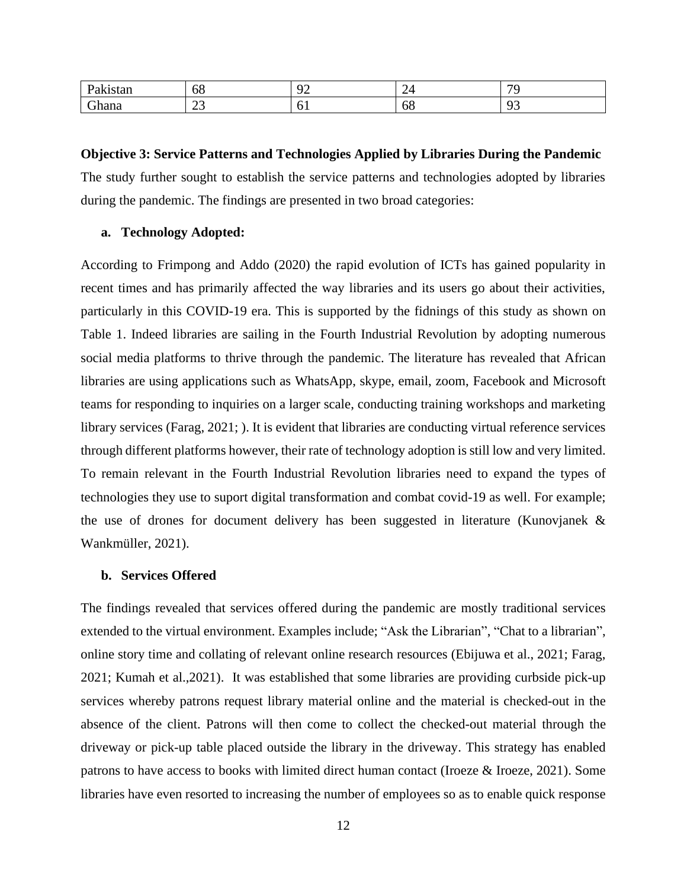| | | | | |
|---|---|---|---|---|
| Pakistan | 68 | 92 | 24 | 79 |
| Ghana | 23 | 61 | 68 | 93 |

**Objective 3: Service Patterns and Technologies Applied by Libraries During the Pandemic**

The study further sought to establish the service patterns and technologies adopted by libraries during the pandemic. The findings are presented in two broad categories:

**a. Technology Adopted:**

According to Frimpong and Addo (2020) the rapid evolution of ICTs has gained popularity in recent times and has primarily affected the way libraries and its users go about their activities, particularly in this COVID-19 era. This is supported by the fidnings of this study as shown on Table 1. Indeed libraries are sailing in the Fourth Industrial Revolution by adopting numerous social media platforms to thrive through the pandemic. The literature has revealed that African libraries are using applications such as WhatsApp, skype, email, zoom, Facebook and Microsoft teams for responding to inquiries on a larger scale, conducting training workshops and marketing library services (Farag, 2021; ). It is evident that libraries are conducting virtual reference services through different platforms however, their rate of technology adoption is still low and very limited. To remain relevant in the Fourth Industrial Revolution libraries need to expand the types of technologies they use to suport digital transformation and combat covid-19 as well. For example; the use of drones for document delivery has been suggested in literature (Kunovjanek & Wankmüller, 2021).

**b. Services Offered**

The findings revealed that services offered during the pandemic are mostly traditional services extended to the virtual environment. Examples include; "Ask the Librarian", "Chat to a librarian", online story time and collating of relevant online research resources (Ebijuwa et al., 2021; Farag, 2021; Kumah et al.,2021). It was established that some libraries are providing curbside pick-up services whereby patrons request library material online and the material is checked-out in the absence of the client. Patrons will then come to collect the checked-out material through the driveway or pick-up table placed outside the library in the driveway. This strategy has enabled patrons to have access to books with limited direct human contact (Iroeze & Iroeze, 2021). Some libraries have even resorted to increasing the number of employees so as to enable quick response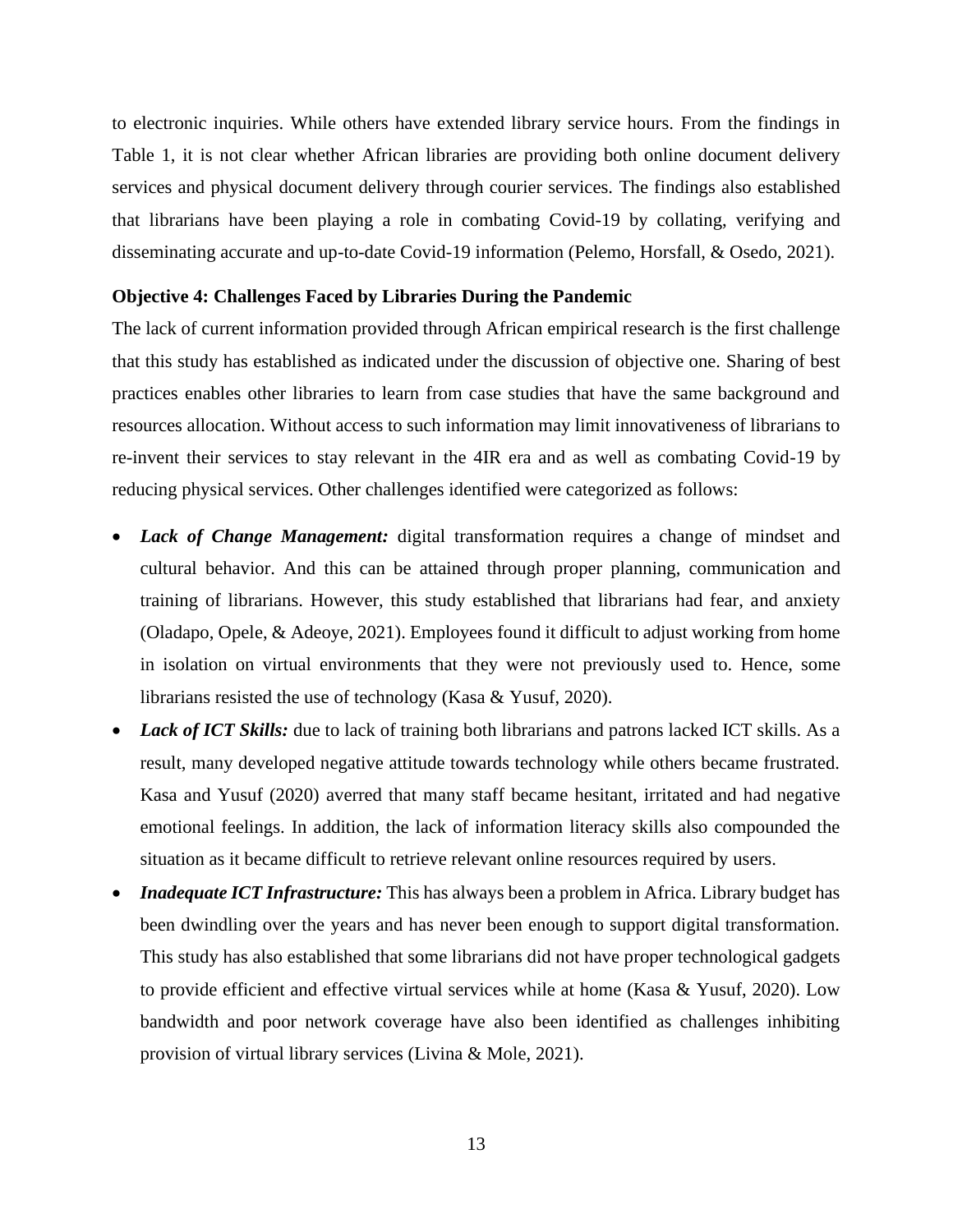to electronic inquiries. While others have extended library service hours. From the findings in Table 1, it is not clear whether African libraries are providing both online document delivery services and physical document delivery through courier services. The findings also established that librarians have been playing a role in combating Covid-19 by collating, verifying and disseminating accurate and up-to-date Covid-19 information (Pelemo, Horsfall, & Osedo, 2021).

**Objective 4: Challenges Faced by Libraries During the Pandemic**

The lack of current information provided through African empirical research is the first challenge that this study has established as indicated under the discussion of objective one. Sharing of best practices enables other libraries to learn from case studies that have the same background and resources allocation. Without access to such information may limit innovativeness of librarians to re-invent their services to stay relevant in the 4IR era and as well as combating Covid-19 by reducing physical services. Other challenges identified were categorized as follows:

- ***Lack of Change Management:*** digital transformation requires a change of mindset and cultural behavior. And this can be attained through proper planning, communication and training of librarians. However, this study established that librarians had fear, and anxiety (Oladapo, Opele, & Adeoye, 2021). Employees found it difficult to adjust working from home in isolation on virtual environments that they were not previously used to. Hence, some librarians resisted the use of technology (Kasa & Yusuf, 2020).
- ***Lack of ICT Skills:*** due to lack of training both librarians and patrons lacked ICT skills. As a result, many developed negative attitude towards technology while others became frustrated. Kasa and Yusuf (2020) averred that many staff became hesitant, irritated and had negative emotional feelings. In addition, the lack of information literacy skills also compounded the situation as it became difficult to retrieve relevant online resources required by users.
- ***Inadequate ICT Infrastructure:*** This has always been a problem in Africa. Library budget has been dwindling over the years and has never been enough to support digital transformation. This study has also established that some librarians did not have proper technological gadgets to provide efficient and effective virtual services while at home (Kasa & Yusuf, 2020). Low bandwidth and poor network coverage have also been identified as challenges inhibiting provision of virtual library services (Livina & Mole, 2021).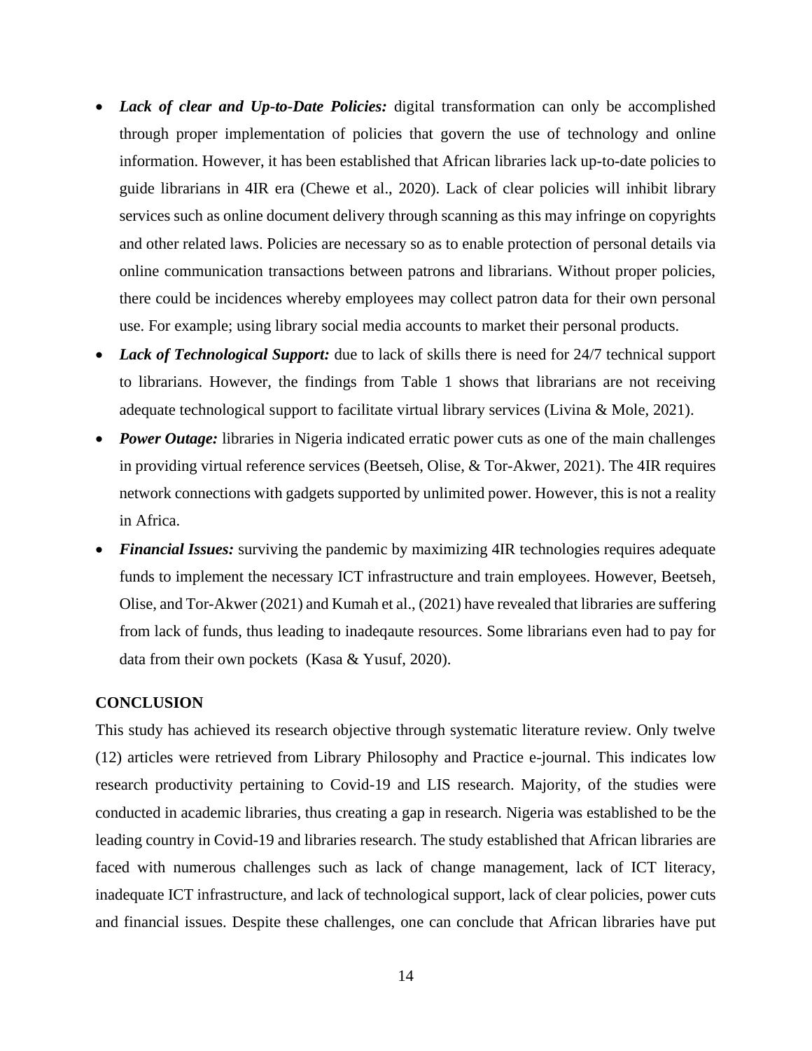- ***Lack of clear and Up-to-Date Policies:*** digital transformation can only be accomplished through proper implementation of policies that govern the use of technology and online information. However, it has been established that African libraries lack up-to-date policies to guide librarians in 4IR era (Chewe et al., 2020). Lack of clear policies will inhibit library services such as online document delivery through scanning as this may infringe on copyrights and other related laws. Policies are necessary so as to enable protection of personal details via online communication transactions between patrons and librarians. Without proper policies, there could be incidences whereby employees may collect patron data for their own personal use. For example; using library social media accounts to market their personal products.
- ***Lack of Technological Support:*** due to lack of skills there is need for 24/7 technical support to librarians. However, the findings from Table 1 shows that librarians are not receiving adequate technological support to facilitate virtual library services (Livina & Mole, 2021).
- ***Power Outage:*** libraries in Nigeria indicated erratic power cuts as one of the main challenges in providing virtual reference services (Beetseh, Olise, & Tor-Akwer, 2021). The 4IR requires network connections with gadgets supported by unlimited power. However, this is not a reality in Africa.
- ***Financial Issues:*** surviving the pandemic by maximizing 4IR technologies requires adequate funds to implement the necessary ICT infrastructure and train employees. However, Beetseh, Olise, and Tor-Akwer (2021) and Kumah et al., (2021) have revealed that libraries are suffering from lack of funds, thus leading to inadeqaute resources. Some librarians even had to pay for data from their own pockets (Kasa & Yusuf, 2020).

## CONCLUSION

This study has achieved its research objective through systematic literature review. Only twelve (12) articles were retrieved from Library Philosophy and Practice e-journal. This indicates low research productivity pertaining to Covid-19 and LIS research. Majority, of the studies were conducted in academic libraries, thus creating a gap in research. Nigeria was established to be the leading country in Covid-19 and libraries research. The study established that African libraries are faced with numerous challenges such as lack of change management, lack of ICT literacy, inadequate ICT infrastructure, and lack of technological support, lack of clear policies, power cuts and financial issues. Despite these challenges, one can conclude that African libraries have put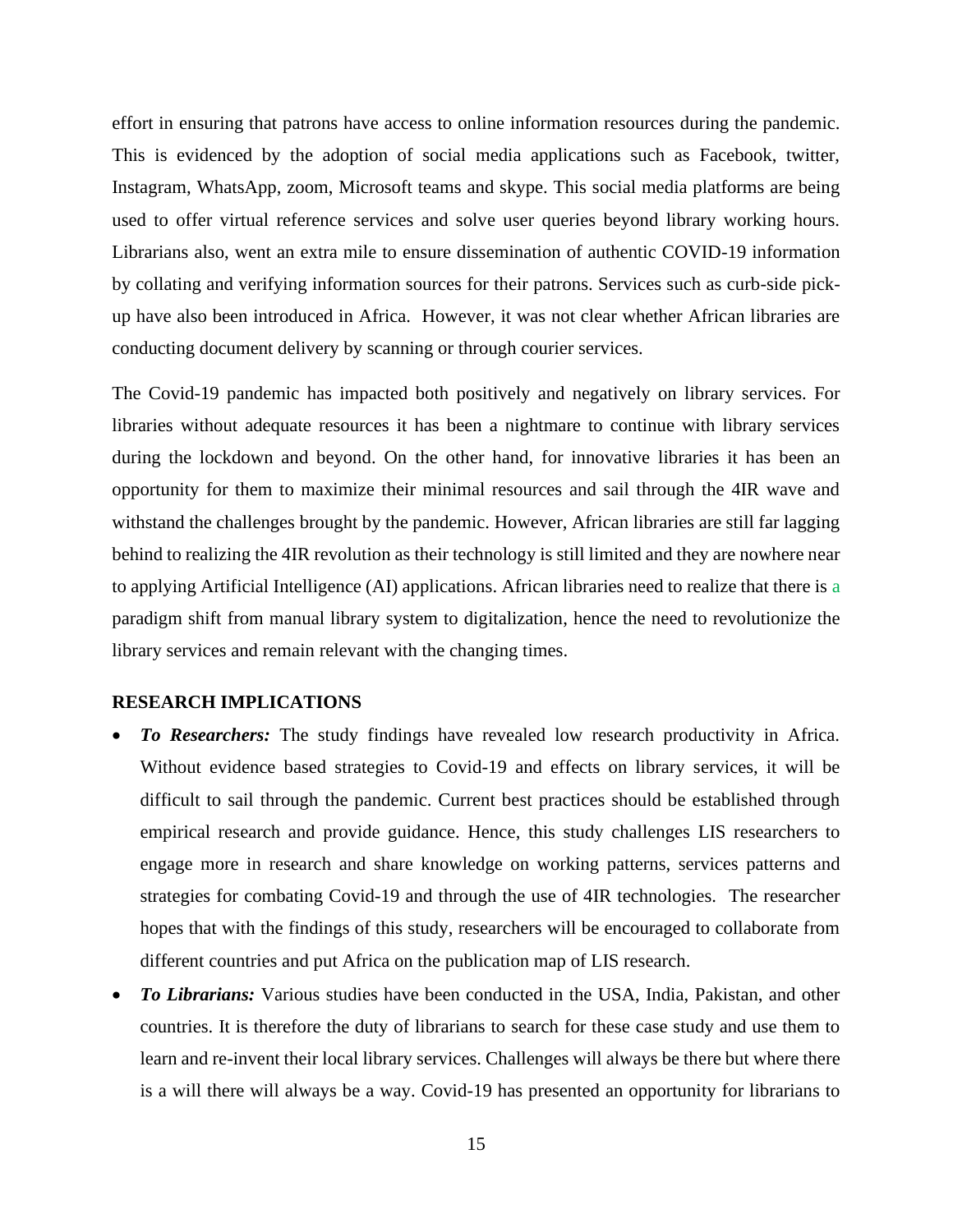effort in ensuring that patrons have access to online information resources during the pandemic. This is evidenced by the adoption of social media applications such as Facebook, twitter, Instagram, WhatsApp, zoom, Microsoft teams and skype. This social media platforms are being used to offer virtual reference services and solve user queries beyond library working hours. Librarians also, went an extra mile to ensure dissemination of authentic COVID-19 information by collating and verifying information sources for their patrons. Services such as curb-side pick-up have also been introduced in Africa. However, it was not clear whether African libraries are conducting document delivery by scanning or through courier services.

The Covid-19 pandemic has impacted both positively and negatively on library services. For libraries without adequate resources it has been a nightmare to continue with library services during the lockdown and beyond. On the other hand, for innovative libraries it has been an opportunity for them to maximize their minimal resources and sail through the 4IR wave and withstand the challenges brought by the pandemic. However, African libraries are still far lagging behind to realizing the 4IR revolution as their technology is still limited and they are nowhere near to applying Artificial Intelligence (AI) applications. African libraries need to realize that there is a paradigm shift from manual library system to digitalization, hence the need to revolutionize the library services and remain relevant with the changing times.

**RESEARCH IMPLICATIONS**

- ***To Researchers:*** The study findings have revealed low research productivity in Africa. Without evidence based strategies to Covid-19 and effects on library services, it will be difficult to sail through the pandemic. Current best practices should be established through empirical research and provide guidance. Hence, this study challenges LIS researchers to engage more in research and share knowledge on working patterns, services patterns and strategies for combating Covid-19 and through the use of 4IR technologies. The researcher hopes that with the findings of this study, researchers will be encouraged to collaborate from different countries and put Africa on the publication map of LIS research.
- ***To Librarians:*** Various studies have been conducted in the USA, India, Pakistan, and other countries. It is therefore the duty of librarians to search for these case study and use them to learn and re-invent their local library services. Challenges will always be there but where there is a will there will always be a way. Covid-19 has presented an opportunity for librarians to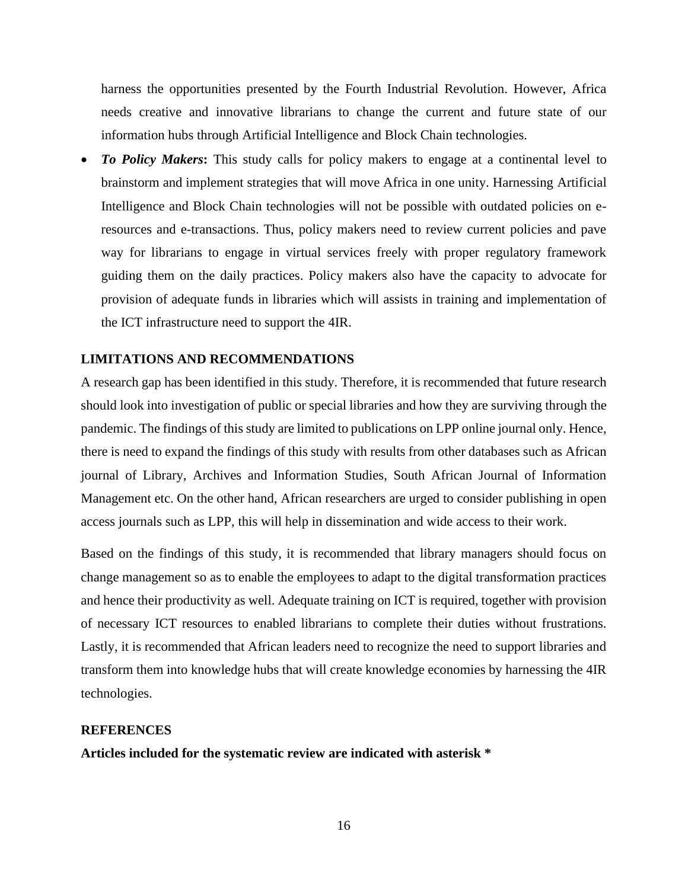harness the opportunities presented by the Fourth Industrial Revolution. However, Africa needs creative and innovative librarians to change the current and future state of our information hubs through Artificial Intelligence and Block Chain technologies.

- ***To Policy Makers*:** This study calls for policy makers to engage at a continental level to brainstorm and implement strategies that will move Africa in one unity. Harnessing Artificial Intelligence and Block Chain technologies will not be possible with outdated policies on e-resources and e-transactions. Thus, policy makers need to review current policies and pave way for librarians to engage in virtual services freely with proper regulatory framework guiding them on the daily practices. Policy makers also have the capacity to advocate for provision of adequate funds in libraries which will assists in training and implementation of the ICT infrastructure need to support the 4IR.

## LIMITATIONS AND RECOMMENDATIONS

A research gap has been identified in this study. Therefore, it is recommended that future research should look into investigation of public or special libraries and how they are surviving through the pandemic. The findings of this study are limited to publications on LPP online journal only. Hence, there is need to expand the findings of this study with results from other databases such as African journal of Library, Archives and Information Studies, South African Journal of Information Management etc. On the other hand, African researchers are urged to consider publishing in open access journals such as LPP, this will help in dissemination and wide access to their work.

Based on the findings of this study, it is recommended that library managers should focus on change management so as to enable the employees to adapt to the digital transformation practices and hence their productivity as well. Adequate training on ICT is required, together with provision of necessary ICT resources to enabled librarians to complete their duties without frustrations. Lastly, it is recommended that African leaders need to recognize the need to support libraries and transform them into knowledge hubs that will create knowledge economies by harnessing the 4IR technologies.

## REFERENCES

**Articles included for the systematic review are indicated with asterisk ***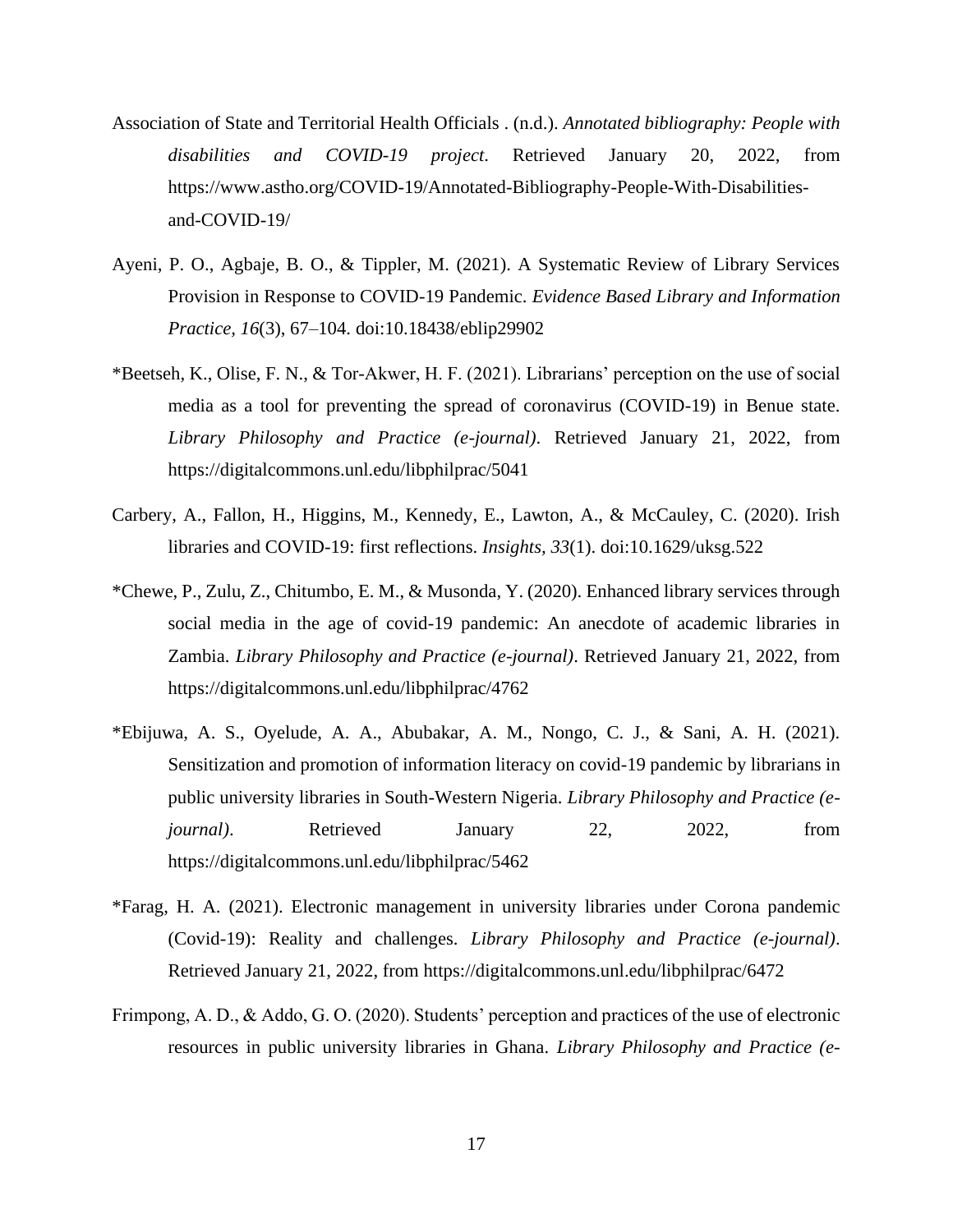Association of State and Territorial Health Officials . (n.d.). *Annotated bibliography: People with disabilities and COVID-19 project*. Retrieved January 20, 2022, from https://www.astho.org/COVID-19/Annotated-Bibliography-People-With-Disabilities-and-COVID-19/

Ayeni, P. O., Agbaje, B. O., & Tippler, M. (2021). A Systematic Review of Library Services Provision in Response to COVID-19 Pandemic. *Evidence Based Library and Information Practice, 16*(3), 67–104. doi:10.18438/eblip29902

*Beetseh, K., Olise, F. N., & Tor-Akwer, H. F. (2021). Librarians' perception on the use of social media as a tool for preventing the spread of coronavirus (COVID-19) in Benue state. *Library Philosophy and Practice (e-journal)*. Retrieved January 21, 2022, from https://digitalcommons.unl.edu/libphilprac/5041

Carbery, A., Fallon, H., Higgins, M., Kennedy, E., Lawton, A., & McCauley, C. (2020). Irish libraries and COVID-19: first reflections. *Insights, 33*(1). doi:10.1629/uksg.522

*Chewe, P., Zulu, Z., Chitumbo, E. M., & Musonda, Y. (2020). Enhanced library services through social media in the age of covid-19 pandemic: An anecdote of academic libraries in Zambia. *Library Philosophy and Practice (e-journal)*. Retrieved January 21, 2022, from https://digitalcommons.unl.edu/libphilprac/4762

*Ebijuwa, A. S., Oyelude, A. A., Abubakar, A. M., Nongo, C. J., & Sani, A. H. (2021). Sensitization and promotion of information literacy on covid-19 pandemic by librarians in public university libraries in South-Western Nigeria. *Library Philosophy and Practice (e-journal)*. Retrieved January 22, 2022, from https://digitalcommons.unl.edu/libphilprac/5462

*Farag, H. A. (2021). Electronic management in university libraries under Corona pandemic (Covid-19): Reality and challenges. *Library Philosophy and Practice (e-journal)*. Retrieved January 21, 2022, from https://digitalcommons.unl.edu/libphilprac/6472

Frimpong, A. D., & Addo, G. O. (2020). Students' perception and practices of the use of electronic resources in public university libraries in Ghana. *Library Philosophy and Practice (e-*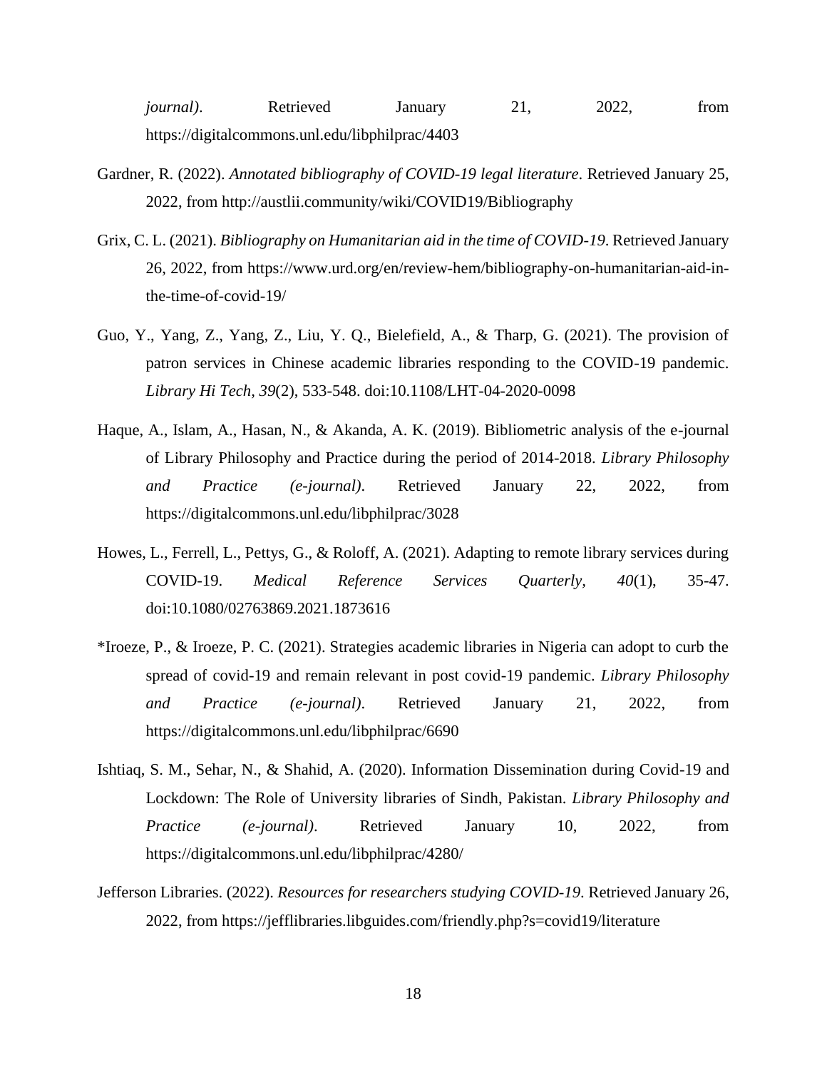*journal)*. Retrieved January 21, 2022, from https://digitalcommons.unl.edu/libphilprac/4403

Gardner, R. (2022). *Annotated bibliography of COVID-19 legal literature*. Retrieved January 25, 2022, from http://austlii.community/wiki/COVID19/Bibliography

Grix, C. L. (2021). *Bibliography on Humanitarian aid in the time of COVID-19*. Retrieved January 26, 2022, from https://www.urd.org/en/review-hem/bibliography-on-humanitarian-aid-in-the-time-of-covid-19/

Guo, Y., Yang, Z., Yang, Z., Liu, Y. Q., Bielefield, A., & Tharp, G. (2021). The provision of patron services in Chinese academic libraries responding to the COVID-19 pandemic. *Library Hi Tech, 39*(2), 533-548. doi:10.1108/LHT-04-2020-0098

Haque, A., Islam, A., Hasan, N., & Akanda, A. K. (2019). Bibliometric analysis of the e-journal of Library Philosophy and Practice during the period of 2014-2018. *Library Philosophy and Practice (e-journal)*. Retrieved January 22, 2022, from https://digitalcommons.unl.edu/libphilprac/3028

Howes, L., Ferrell, L., Pettys, G., & Roloff, A. (2021). Adapting to remote library services during COVID-19. *Medical Reference Services Quarterly, 40*(1), 35-47. doi:10.1080/02763869.2021.1873616

*Iroeze, P., & Iroeze, P. C. (2021). Strategies academic libraries in Nigeria can adopt to curb the spread of covid-19 and remain relevant in post covid-19 pandemic. *Library Philosophy and Practice (e-journal)*. Retrieved January 21, 2022, from https://digitalcommons.unl.edu/libphilprac/6690

Ishtiaq, S. M., Sehar, N., & Shahid, A. (2020). Information Dissemination during Covid-19 and Lockdown: The Role of University libraries of Sindh, Pakistan. *Library Philosophy and Practice (e-journal)*. Retrieved January 10, 2022, from https://digitalcommons.unl.edu/libphilprac/4280/

Jefferson Libraries. (2022). *Resources for researchers studying COVID-19*. Retrieved January 26, 2022, from https://jefflibraries.libguides.com/friendly.php?s=covid19/literature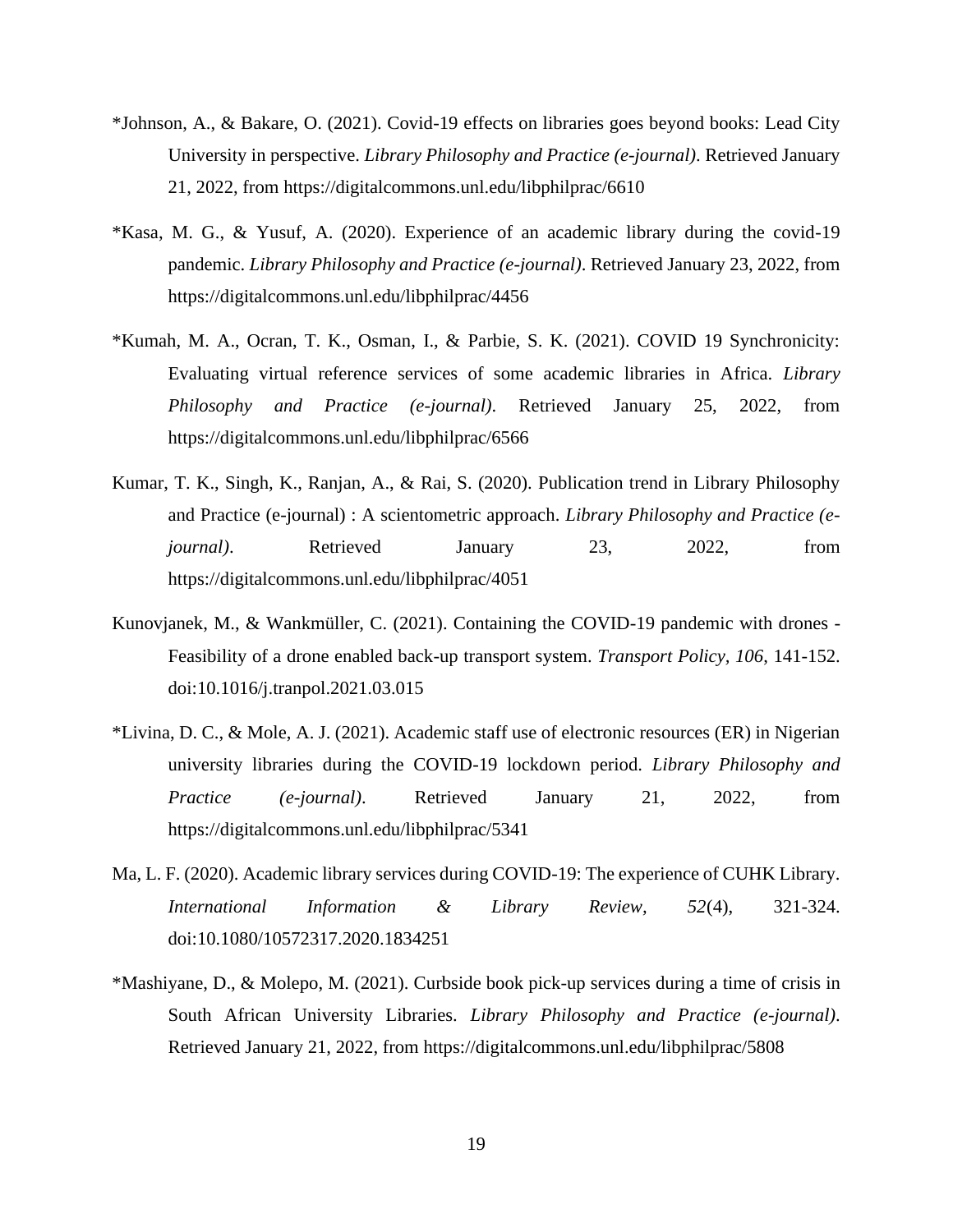*Johnson, A., & Bakare, O. (2021). Covid-19 effects on libraries goes beyond books: Lead City University in perspective. *Library Philosophy and Practice (e-journal)*. Retrieved January 21, 2022, from https://digitalcommons.unl.edu/libphilprac/6610

*Kasa, M. G., & Yusuf, A. (2020). Experience of an academic library during the covid-19 pandemic. *Library Philosophy and Practice (e-journal)*. Retrieved January 23, 2022, from https://digitalcommons.unl.edu/libphilprac/4456

*Kumah, M. A., Ocran, T. K., Osman, I., & Parbie, S. K. (2021). COVID 19 Synchronicity: Evaluating virtual reference services of some academic libraries in Africa. *Library Philosophy and Practice (e-journal)*. Retrieved January 25, 2022, from https://digitalcommons.unl.edu/libphilprac/6566

Kumar, T. K., Singh, K., Ranjan, A., & Rai, S. (2020). Publication trend in Library Philosophy and Practice (e-journal) : A scientometric approach. *Library Philosophy and Practice (e-journal)*. Retrieved January 23, 2022, from https://digitalcommons.unl.edu/libphilprac/4051

Kunovjanek, M., & Wankmüller, C. (2021). Containing the COVID-19 pandemic with drones - Feasibility of a drone enabled back-up transport system. *Transport Policy, 106*, 141-152. doi:10.1016/j.tranpol.2021.03.015

*Livina, D. C., & Mole, A. J. (2021). Academic staff use of electronic resources (ER) in Nigerian university libraries during the COVID-19 lockdown period. *Library Philosophy and Practice (e-journal)*. Retrieved January 21, 2022, from https://digitalcommons.unl.edu/libphilprac/5341

Ma, L. F. (2020). Academic library services during COVID-19: The experience of CUHK Library. *International Information & Library Review, 52*(4), 321-324. doi:10.1080/10572317.2020.1834251

*Mashiyane, D., & Molepo, M. (2021). Curbside book pick-up services during a time of crisis in South African University Libraries. *Library Philosophy and Practice (e-journal)*. Retrieved January 21, 2022, from https://digitalcommons.unl.edu/libphilprac/5808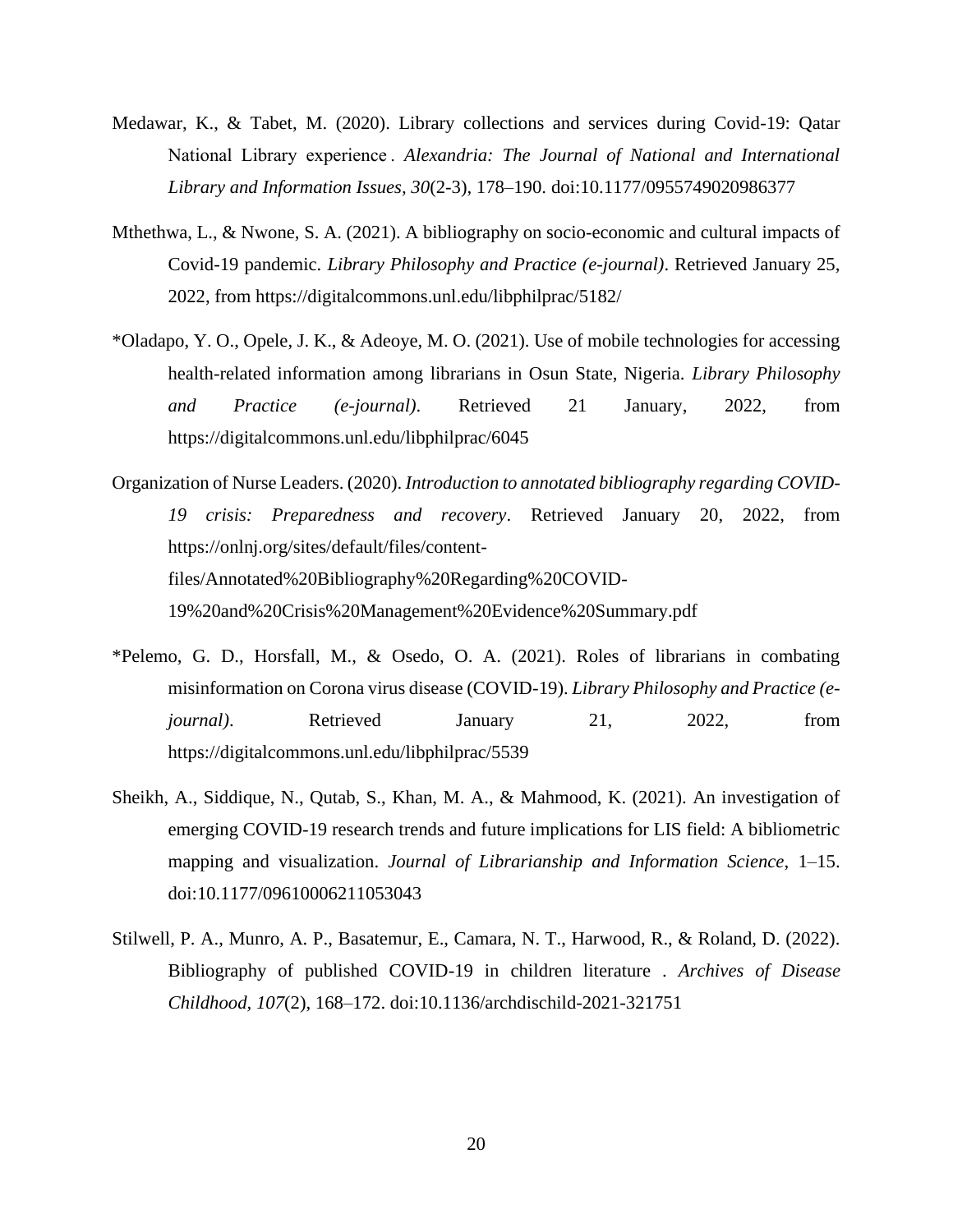Medawar, K., & Tabet, M. (2020). Library collections and services during Covid-19: Qatar National Library experience . *Alexandria: The Journal of National and International Library and Information Issues*, *30*(2-3), 178–190. doi:10.1177/0955749020986377

Mthethwa, L., & Nwone, S. A. (2021). A bibliography on socio-economic and cultural impacts of Covid-19 pandemic. *Library Philosophy and Practice (e-journal)*. Retrieved January 25, 2022, from https://digitalcommons.unl.edu/libphilprac/5182/

*Oladapo, Y. O., Opele, J. K., & Adeoye, M. O. (2021). Use of mobile technologies for accessing health-related information among librarians in Osun State, Nigeria. *Library Philosophy and Practice (e-journal)*. Retrieved 21 January, 2022, from https://digitalcommons.unl.edu/libphilprac/6045

Organization of Nurse Leaders. (2020). *Introduction to annotated bibliography regarding COVID-19 crisis: Preparedness and recovery*. Retrieved January 20, 2022, from https://onlnj.org/sites/default/files/content-files/Annotated%20Bibliography%20Regarding%20COVID-19%20and%20Crisis%20Management%20Evidence%20Summary.pdf

*Pelemo, G. D., Horsfall, M., & Osedo, O. A. (2021). Roles of librarians in combating misinformation on Corona virus disease (COVID-19). *Library Philosophy and Practice (e-journal)*. Retrieved January 21, 2022, from https://digitalcommons.unl.edu/libphilprac/5539

Sheikh, A., Siddique, N., Qutab, S., Khan, M. A., & Mahmood, K. (2021). An investigation of emerging COVID-19 research trends and future implications for LIS field: A bibliometric mapping and visualization. *Journal of Librarianship and Information Science*, 1–15. doi:10.1177/09610006211053043

Stilwell, P. A., Munro, A. P., Basatemur, E., Camara, N. T., Harwood, R., & Roland, D. (2022). Bibliography of published COVID-19 in children literature . *Archives of Disease Childhood*, *107*(2), 168–172. doi:10.1136/archdischild-2021-321751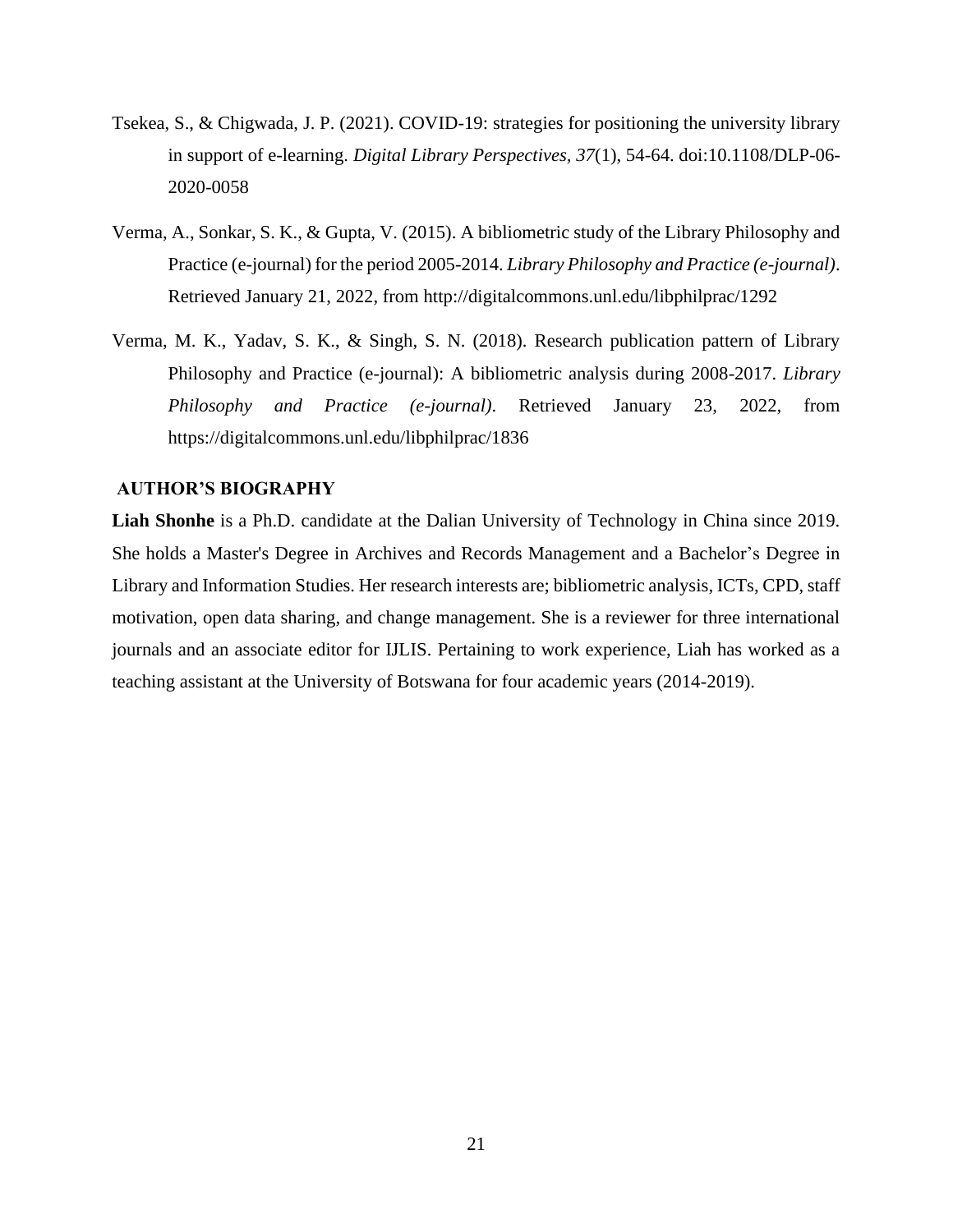Tsekea, S., & Chigwada, J. P. (2021). COVID-19: strategies for positioning the university library in support of e-learning. *Digital Library Perspectives, 37*(1), 54-64. doi:10.1108/DLP-06-2020-0058

Verma, A., Sonkar, S. K., & Gupta, V. (2015). A bibliometric study of the Library Philosophy and Practice (e-journal) for the period 2005-2014. *Library Philosophy and Practice (e-journal)*. Retrieved January 21, 2022, from http://digitalcommons.unl.edu/libphilprac/1292

Verma, M. K., Yadav, S. K., & Singh, S. N. (2018). Research publication pattern of Library Philosophy and Practice (e-journal): A bibliometric analysis during 2008-2017. *Library Philosophy and Practice (e-journal)*. Retrieved January 23, 2022, from https://digitalcommons.unl.edu/libphilprac/1836

## AUTHOR'S BIOGRAPHY

**Liah Shonhe** is a Ph.D. candidate at the Dalian University of Technology in China since 2019. She holds a Master's Degree in Archives and Records Management and a Bachelor's Degree in Library and Information Studies. Her research interests are; bibliometric analysis, ICTs, CPD, staff motivation, open data sharing, and change management. She is a reviewer for three international journals and an associate editor for IJLIS. Pertaining to work experience, Liah has worked as a teaching assistant at the University of Botswana for four academic years (2014-2019).